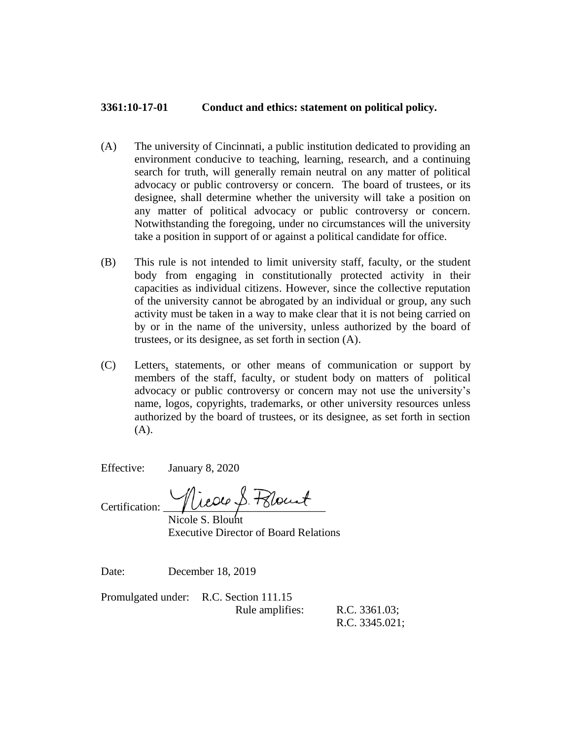**3361:10-17-01 Conduct and ethics: statement on political policy.**

(A) The university of Cincinnati, a public institution dedicated to providing an environment conducive to teaching, learning, research, and a continuing search for truth, will generally remain neutral on any matter of political advocacy or public controversy or concern. The board of trustees, or its designee, shall determine whether the university will take a position on any matter of political advocacy or public controversy or concern. Notwithstanding the foregoing, under no circumstances will the university take a position in support of or against a political candidate for office.

(B) This rule is not intended to limit university staff, faculty, or the student body from engaging in constitutionally protected activity in their capacities as individual citizens. However, since the collective reputation of the university cannot be abrogated by an individual or group, any such activity must be taken in a way to make clear that it is not being carried on by or in the name of the university, unless authorized by the board of trustees, or its designee, as set forth in section (A).

(C) Letters, statements, or other means of communication or support by members of the staff, faculty, or student body on matters of political advocacy or public controversy or concern may not use the university's name, logos, copyrights, trademarks, or other university resources unless authorized by the board of trustees, or its designee, as set forth in section (A).

Effective: January 8, 2020

Certification: Nicole S. Blount
Nicole S. Blount
Executive Director of Board Relations

Date: December 18, 2019

Promulgated under: R.C. Section 111.15
Rule amplifies: R.C. 3361.03;
R.C. 3345.021;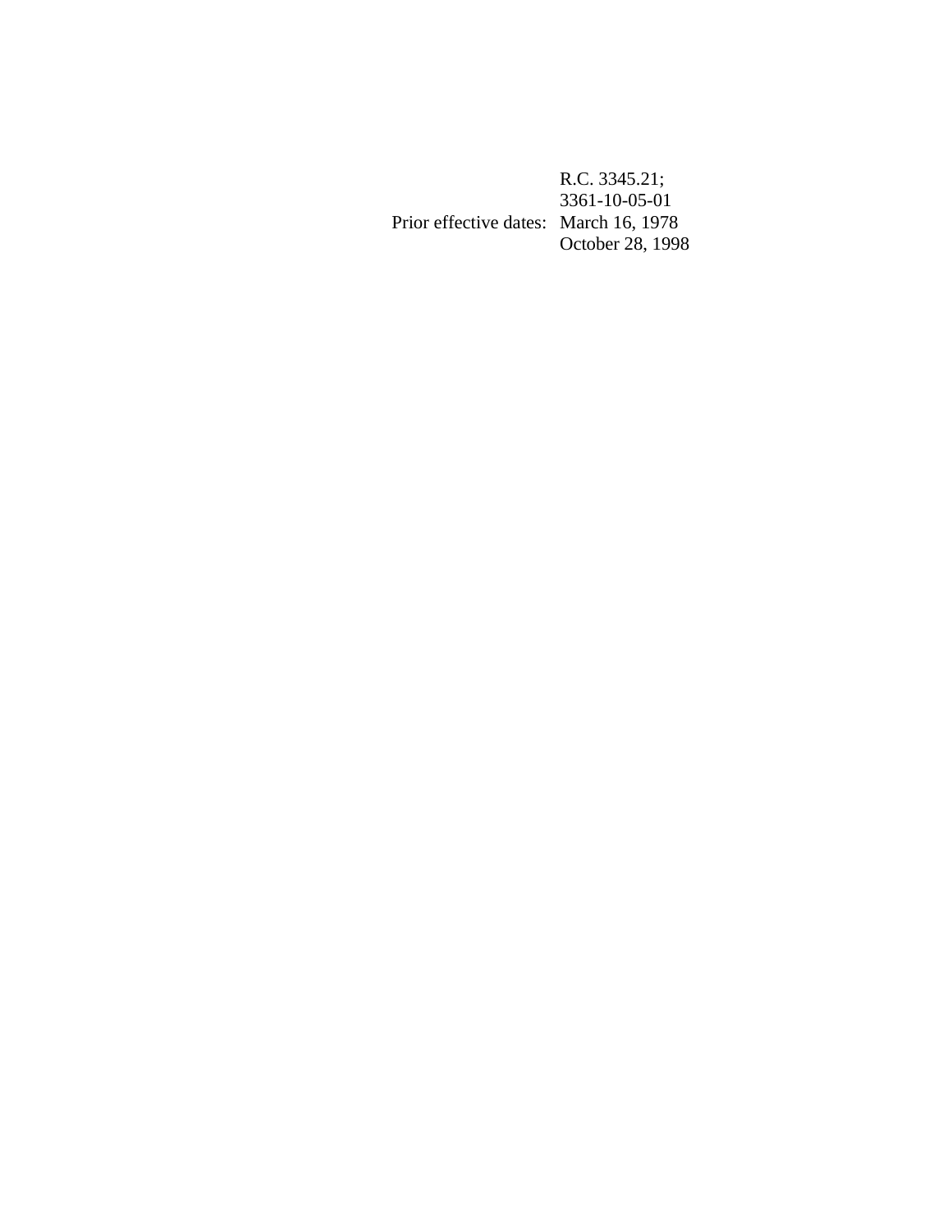| | |
|---|---|
| | R.C. 3345.21; |
| | 3361-10-05-01 |
| Prior effective dates: | March 16, 1978 |
| | October 28, 1998 |